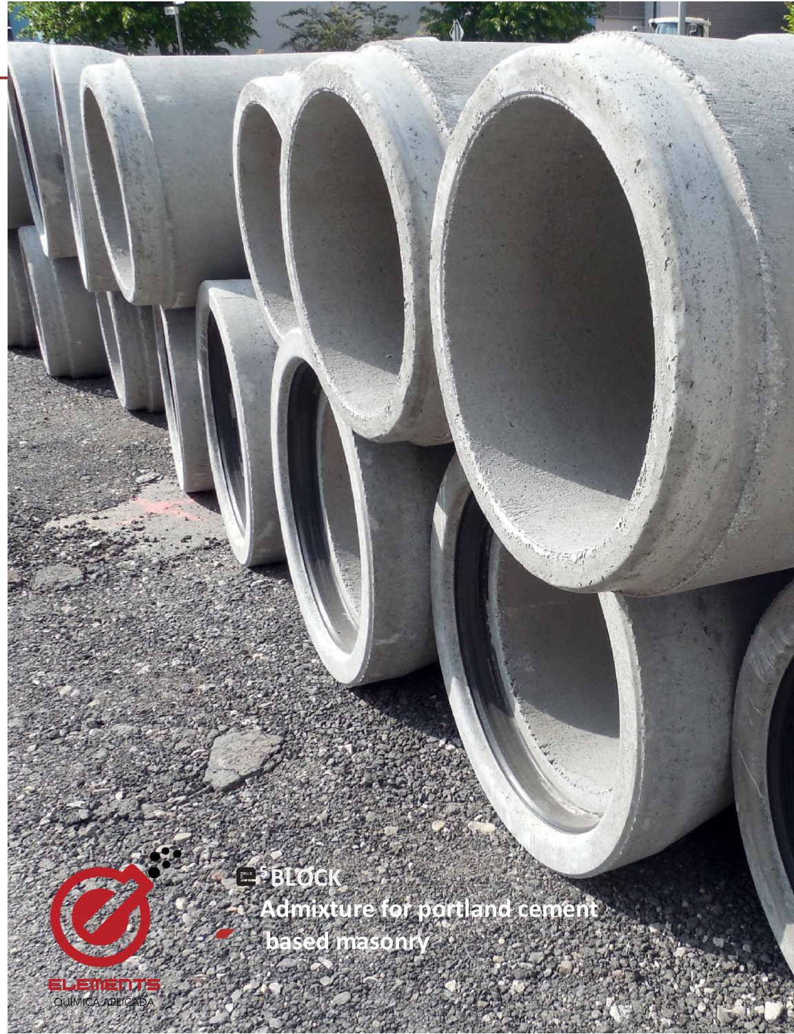# $E^5$ BLOCK

## Admixture for portland cement based masonry

ELEMENTS

QUIMICA APLICADA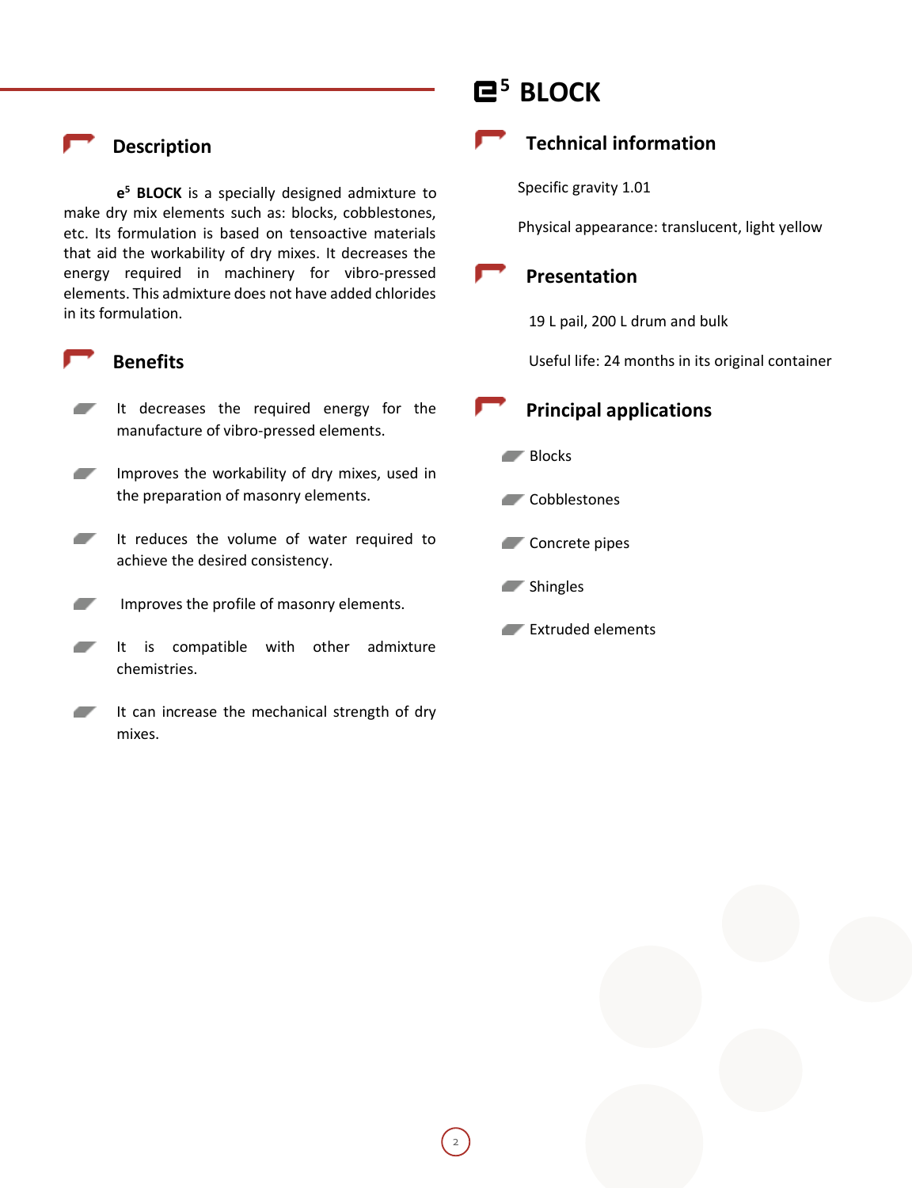# $e^5$ BLOCK

## Description

**$e^5$ BLOCK** is a specially designed admixture to make dry mix elements such as: blocks, cobblestones, etc. Its formulation is based on tensoactive materials that aid the workability of dry mixes. It decreases the energy required in machinery for vibro-pressed elements. This admixture does not have added chlorides in its formulation.

## Benefits

- It decreases the required energy for the manufacture of vibro-pressed elements.
- Improves the workability of dry mixes, used in the preparation of masonry elements.
- It reduces the volume of water required to achieve the desired consistency.
- Improves the profile of masonry elements.
- It is compatible with other admixture chemistries.
- It can increase the mechanical strength of dry mixes.

## Technical information

Specific gravity 1.01

Physical appearance: translucent, light yellow

## Presentation

19 L pail, 200 L drum and bulk

Useful life: 24 months in its original container

## Principal applications

- Blocks
- Cobblestones
- Concrete pipes
- Shingles
- Extruded elements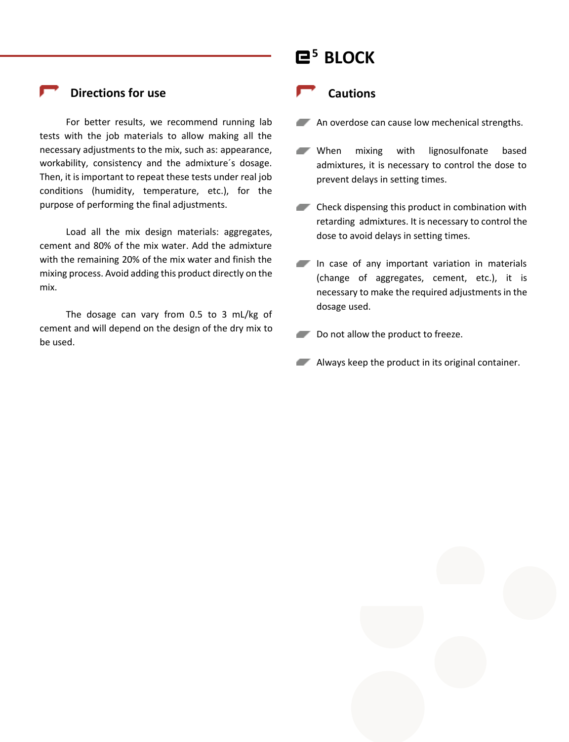# E5 BLOCK

## Directions for use

For better results, we recommend running lab tests with the job materials to allow making all the necessary adjustments to the mix, such as: appearance, workability, consistency and the admixture´s dosage. Then, it is important to repeat these tests under real job conditions (humidity, temperature, etc.), for the purpose of performing the final adjustments.

Load all the mix design materials: aggregates, cement and 80% of the mix water. Add the admixture with the remaining 20% of the mix water and finish the mixing process. Avoid adding this product directly on the mix.

The dosage can vary from 0.5 to 3 mL/kg of cement and will depend on the design of the dry mix to be used.

## Cautions

- An overdose can cause low mechenical strengths.
- When mixing with lignosulfonate based admixtures, it is necessary to control the dose to prevent delays in setting times.
- Check dispensing this product in combination with retarding admixtures. It is necessary to control the dose to avoid delays in setting times.
- In case of any important variation in materials (change of aggregates, cement, etc.), it is necessary to make the required adjustments in the dosage used.
- Do not allow the product to freeze.
- Always keep the product in its original container.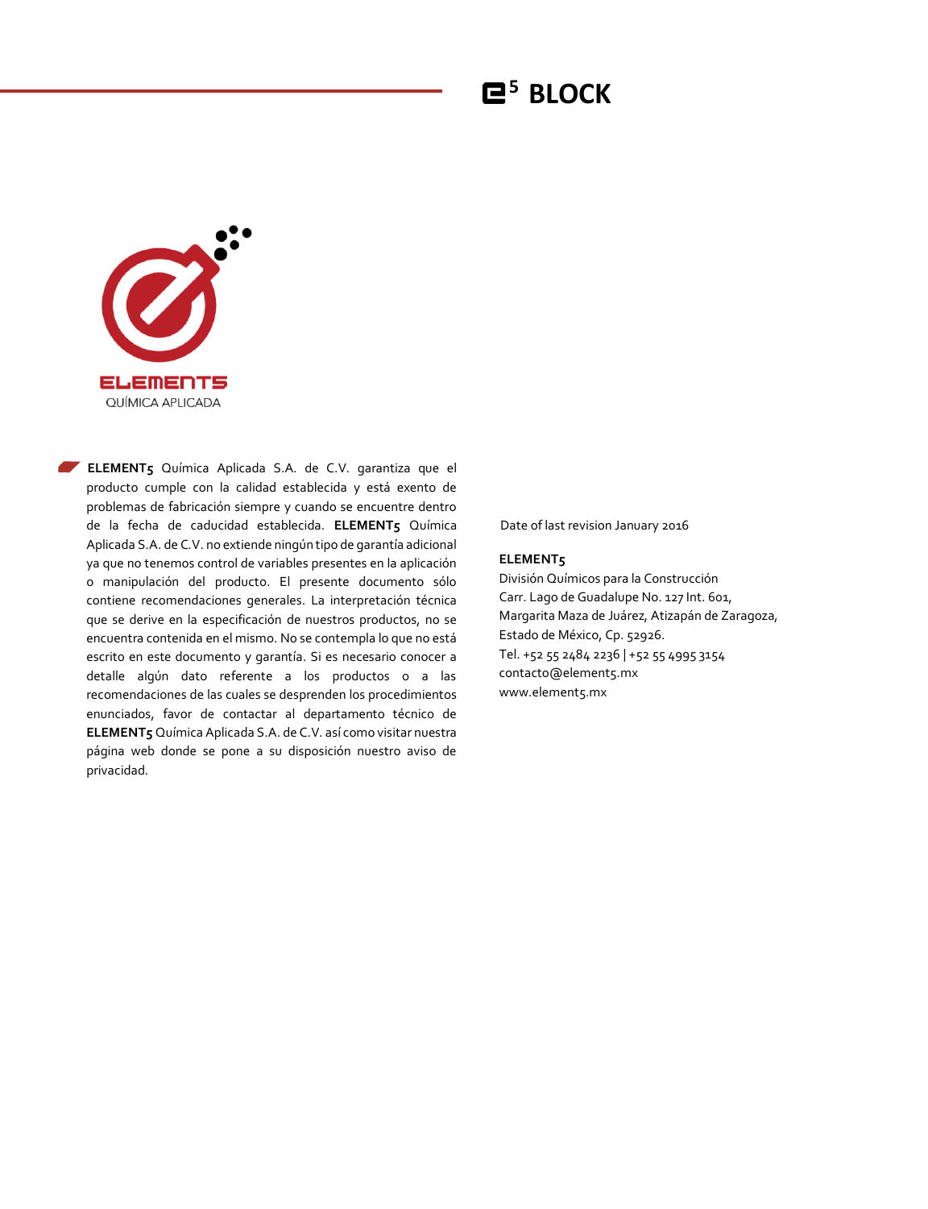ELEMENT5
QUÍMICA APLICADA

**ELEMENT5** Química Aplicada S.A. de C.V. garantiza que el producto cumple con la calidad establecida y está exento de problemas de fabricación siempre y cuando se encuentre dentro de la fecha de caducidad establecida. **ELEMENT5** Química Aplicada S.A. de C.V. no extiende ningún tipo de garantía adicional ya que no tenemos control de variables presentes en la aplicación o manipulación del producto. El presente documento sólo contiene recomendaciones generales. La interpretación técnica que se derive en la especificación de nuestros productos, no se encuentra contenida en el mismo. No se contempla lo que no está escrito en este documento y garantía. Si es necesario conocer a detalle algún dato referente a los productos o a las recomendaciones de las cuales se desprenden los procedimientos enunciados, favor de contactar al departamento técnico de **ELEMENT5** Química Aplicada S.A. de C.V. así como visitar nuestra página web donde se pone a su disposición nuestro aviso de privacidad.

Date of last revision January 2016

**ELEMENT5**
División Químicos para la Construcción
Carr. Lago de Guadalupe No. 127 Int. 601,
Margarita Maza de Juárez, Atizapán de Zaragoza,
Estado de México, Cp. 52926.
Tel. +52 55 2484 2236 | +52 55 4995 3154
contacto@element5.mx
www.element5.mx